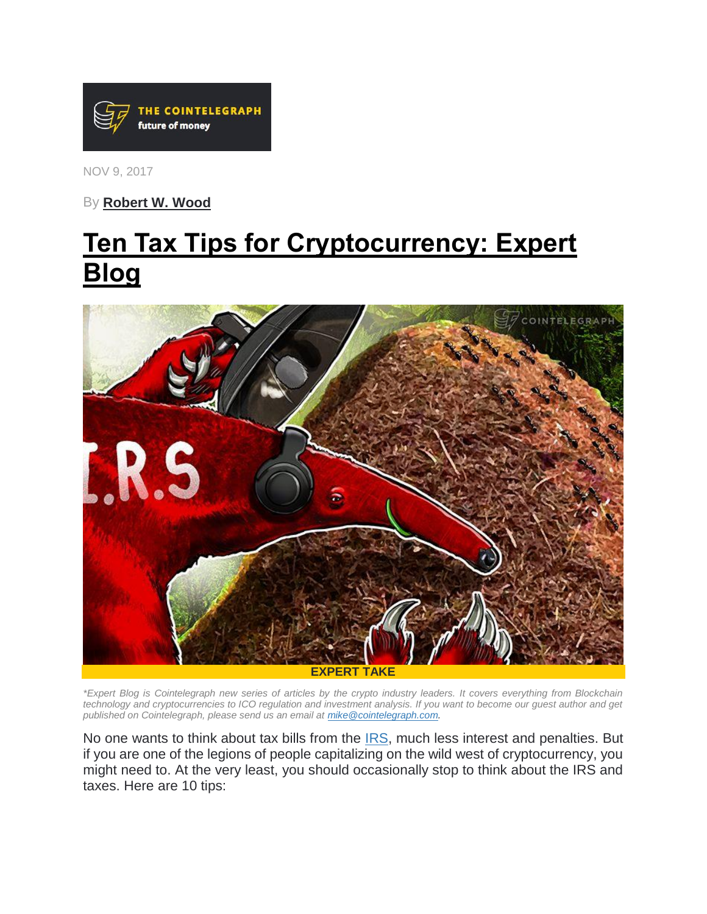THE COINTELEGRAPH
future of money

NOV 9, 2017

By **Robert W. Wood**

# Ten Tax Tips for Cryptocurrency: Expert Blog

**EXPERT TAKE**

*\*Expert Blog is Cointelegraph new series of articles by the crypto industry leaders. It covers everything from Blockchain technology and cryptocurrencies to ICO regulation and investment analysis. If you want to become our guest author and get published on Cointelegraph, please send us an email at mike@cointelegraph.com.*

No one wants to think about tax bills from the IRS, much less interest and penalties. But if you are one of the legions of people capitalizing on the wild west of cryptocurrency, you might need to. At the very least, you should occasionally stop to think about the IRS and taxes. Here are 10 tips: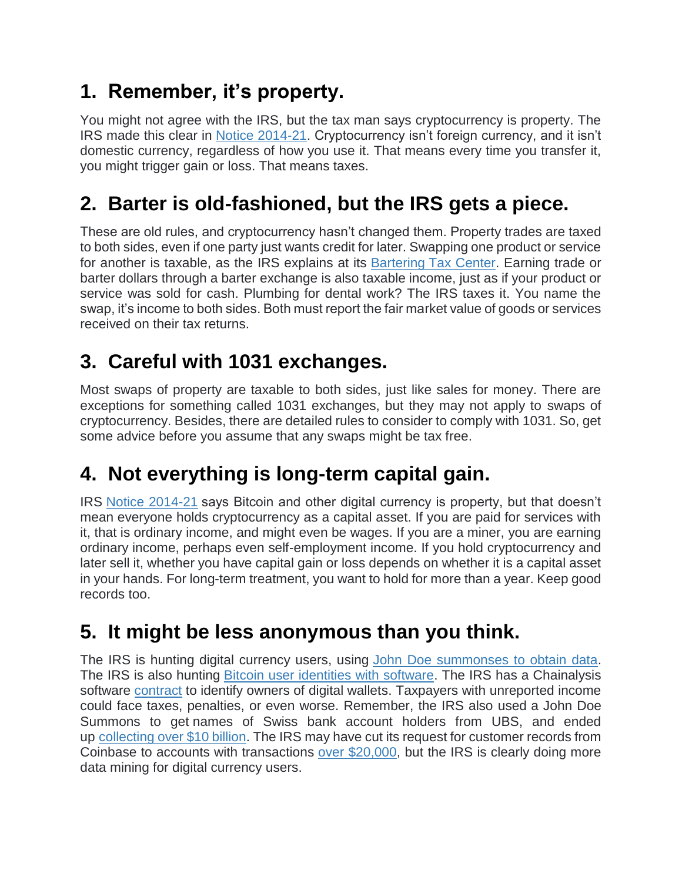## 1. Remember, it's property.

You might not agree with the IRS, but the tax man says cryptocurrency is property. The IRS made this clear in Notice 2014-21. Cryptocurrency isn't foreign currency, and it isn't domestic currency, regardless of how you use it. That means every time you transfer it, you might trigger gain or loss. That means taxes.

## 2. Barter is old-fashioned, but the IRS gets a piece.

These are old rules, and cryptocurrency hasn't changed them. Property trades are taxed to both sides, even if one party just wants credit for later. Swapping one product or service for another is taxable, as the IRS explains at its Bartering Tax Center. Earning trade or barter dollars through a barter exchange is also taxable income, just as if your product or service was sold for cash. Plumbing for dental work? The IRS taxes it. You name the swap, it's income to both sides. Both must report the fair market value of goods or services received on their tax returns.

## 3. Careful with 1031 exchanges.

Most swaps of property are taxable to both sides, just like sales for money. There are exceptions for something called 1031 exchanges, but they may not apply to swaps of cryptocurrency. Besides, there are detailed rules to consider to comply with 1031. So, get some advice before you assume that any swaps might be tax free.

## 4. Not everything is long-term capital gain.

IRS Notice 2014-21 says Bitcoin and other digital currency is property, but that doesn't mean everyone holds cryptocurrency as a capital asset. If you are paid for services with it, that is ordinary income, and might even be wages. If you are a miner, you are earning ordinary income, perhaps even self-employment income. If you hold cryptocurrency and later sell it, whether you have capital gain or loss depends on whether it is a capital asset in your hands. For long-term treatment, you want to hold for more than a year. Keep good records too.

## 5. It might be less anonymous than you think.

The IRS is hunting digital currency users, using John Doe summonses to obtain data. The IRS is also hunting Bitcoin user identities with software. The IRS has a Chainalysis software contract to identify owners of digital wallets. Taxpayers with unreported income could face taxes, penalties, or even worse. Remember, the IRS also used a John Doe Summons to get names of Swiss bank account holders from UBS, and ended up collecting over $10 billion. The IRS may have cut its request for customer records from Coinbase to accounts with transactions over $20,000, but the IRS is clearly doing more data mining for digital currency users.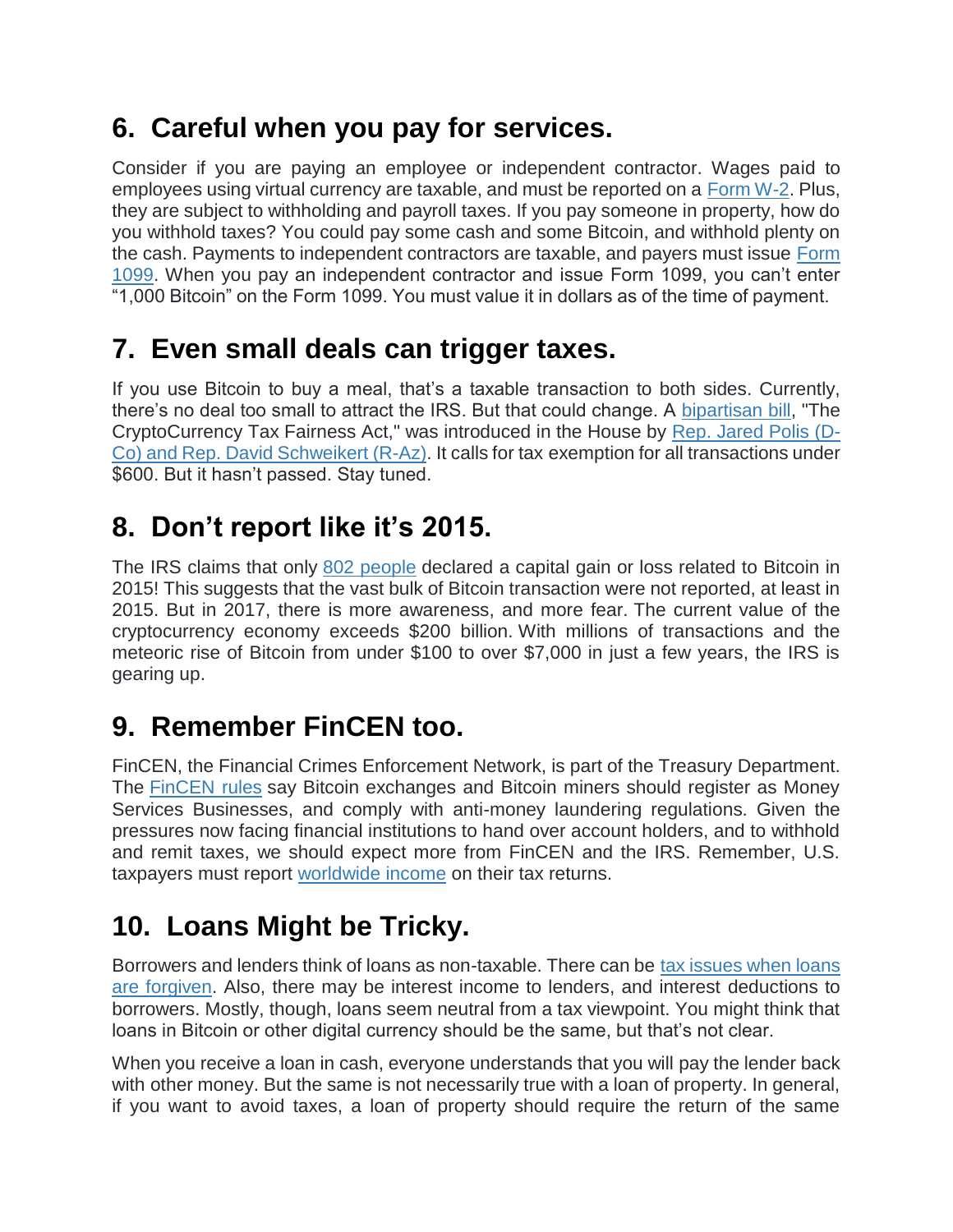## 6. Careful when you pay for services.

Consider if you are paying an employee or independent contractor. Wages paid to employees using virtual currency are taxable, and must be reported on a Form W-2. Plus, they are subject to withholding and payroll taxes. If you pay someone in property, how do you withhold taxes? You could pay some cash and some Bitcoin, and withhold plenty on the cash. Payments to independent contractors are taxable, and payers must issue Form 1099. When you pay an independent contractor and issue Form 1099, you can't enter "1,000 Bitcoin" on the Form 1099. You must value it in dollars as of the time of payment.

## 7. Even small deals can trigger taxes.

If you use Bitcoin to buy a meal, that's a taxable transaction to both sides. Currently, there's no deal too small to attract the IRS. But that could change. A bipartisan bill, "The CryptoCurrency Tax Fairness Act," was introduced in the House by Rep. Jared Polis (D-Co) and Rep. David Schweikert (R-Az). It calls for tax exemption for all transactions under $600. But it hasn't passed. Stay tuned.

## 8. Don't report like it's 2015.

The IRS claims that only 802 people declared a capital gain or loss related to Bitcoin in 2015! This suggests that the vast bulk of Bitcoin transaction were not reported, at least in 2015. But in 2017, there is more awareness, and more fear. The current value of the cryptocurrency economy exceeds $200 billion. With millions of transactions and the meteoric rise of Bitcoin from under $100 to over $7,000 in just a few years, the IRS is gearing up.

## 9. Remember FinCEN too.

FinCEN, the Financial Crimes Enforcement Network, is part of the Treasury Department. The FinCEN rules say Bitcoin exchanges and Bitcoin miners should register as Money Services Businesses, and comply with anti-money laundering regulations. Given the pressures now facing financial institutions to hand over account holders, and to withhold and remit taxes, we should expect more from FinCEN and the IRS. Remember, U.S. taxpayers must report worldwide income on their tax returns.

## 10. Loans Might be Tricky.

Borrowers and lenders think of loans as non-taxable. There can be tax issues when loans are forgiven. Also, there may be interest income to lenders, and interest deductions to borrowers. Mostly, though, loans seem neutral from a tax viewpoint. You might think that loans in Bitcoin or other digital currency should be the same, but that's not clear.

When you receive a loan in cash, everyone understands that you will pay the lender back with other money. But the same is not necessarily true with a loan of property. In general, if you want to avoid taxes, a loan of property should require the return of the same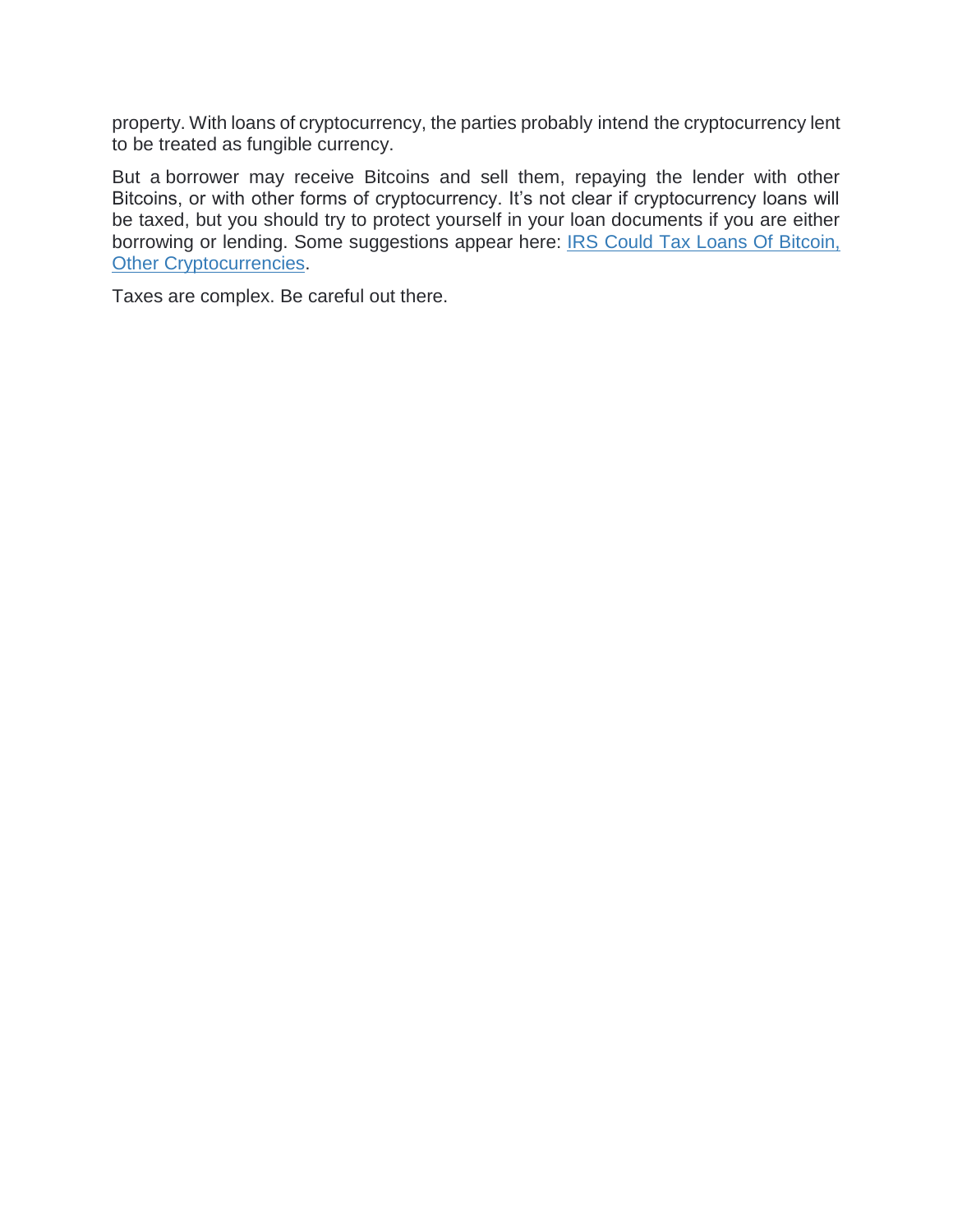property. With loans of cryptocurrency, the parties probably intend the cryptocurrency lent to be treated as fungible currency.

But a borrower may receive Bitcoins and sell them, repaying the lender with other Bitcoins, or with other forms of cryptocurrency. It's not clear if cryptocurrency loans will be taxed, but you should try to protect yourself in your loan documents if you are either borrowing or lending. Some suggestions appear here: IRS Could Tax Loans Of Bitcoin, Other Cryptocurrencies.

Taxes are complex. Be careful out there.